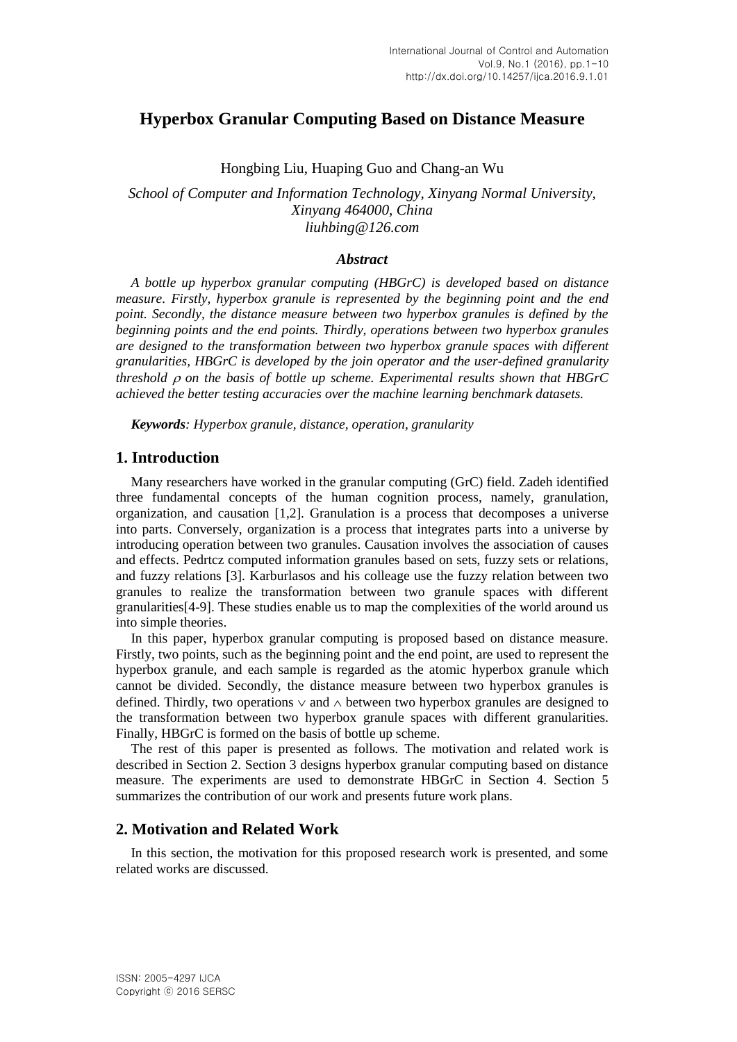# Hyperbox Granular Computing Based on Distance Measure

Hongbing Liu, Huaping Guo and Chang-an Wu

*School of Computer and Information Technology, Xinyang Normal University, Xinyang 464000, China*
*liuhbing@126.com*

### *Abstract*

*A bottle up hyperbox granular computing (HBGrC) is developed based on distance measure. Firstly, hyperbox granule is represented by the beginning point and the end point. Secondly, the distance measure between two hyperbox granules is defined by the beginning points and the end points. Thirdly, operations between two hyperbox granules are designed to the transformation between two hyperbox granule spaces with different granularities, HBGrC is developed by the join operator and the user-defined granularity threshold $\rho$ on the basis of bottle up scheme. Experimental results shown that HBGrC achieved the better testing accuracies over the machine learning benchmark datasets.*

***Keywords****: Hyperbox granule, distance, operation, granularity*

## 1. Introduction

Many researchers have worked in the granular computing (GrC) field. Zadeh identified three fundamental concepts of the human cognition process, namely, granulation, organization, and causation [1,2]. Granulation is a process that decomposes a universe into parts. Conversely, organization is a process that integrates parts into a universe by introducing operation between two granules. Causation involves the association of causes and effects. Pedrtcz computed information granules based on sets, fuzzy sets or relations, and fuzzy relations [3]. Karburlasos and his colleage use the fuzzy relation between two granules to realize the transformation between two granule spaces with different granularities[4-9]. These studies enable us to map the complexities of the world around us into simple theories.

In this paper, hyperbox granular computing is proposed based on distance measure. Firstly, two points, such as the beginning point and the end point, are used to represent the hyperbox granule, and each sample is regarded as the atomic hyperbox granule which cannot be divided. Secondly, the distance measure between two hyperbox granules is defined. Thirdly, two operations $\vee$ and $\wedge$ between two hyperbox granules are designed to the transformation between two hyperbox granule spaces with different granularities. Finally, HBGrC is formed on the basis of bottle up scheme.

The rest of this paper is presented as follows. The motivation and related work is described in Section 2. Section 3 designs hyperbox granular computing based on distance measure. The experiments are used to demonstrate HBGrC in Section 4. Section 5 summarizes the contribution of our work and presents future work plans.

## 2. Motivation and Related Work

In this section, the motivation for this proposed research work is presented, and some related works are discussed.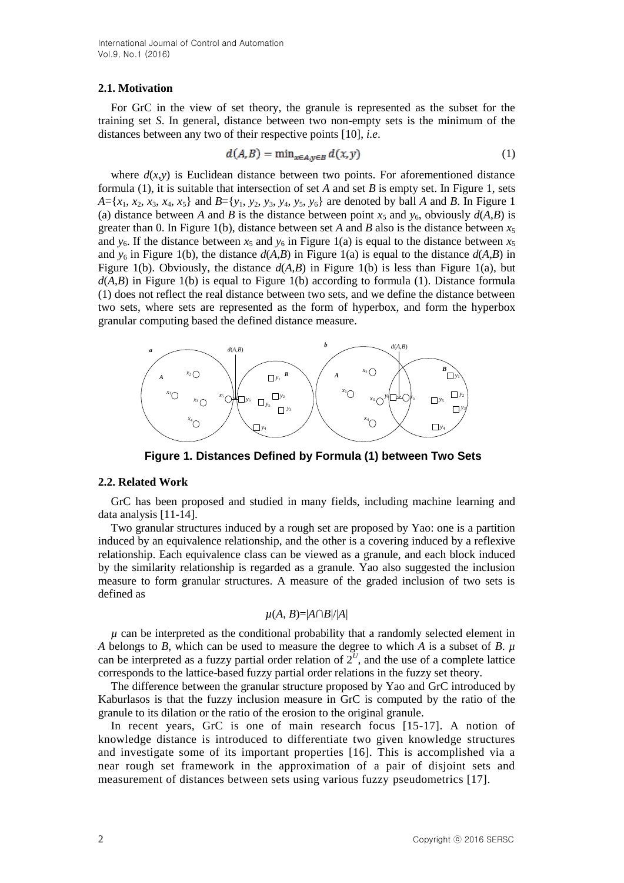### 2.1. Motivation

For GrC in the view of set theory, the granule is represented as the subset for the training set $S$. In general, distance between two non-empty sets is the minimum of the distances between any two of their respective points [10], *i.e*.

$$d(A,B) = \min_{x\in A, y\in B} d(x,y) \tag{1}$$

where $d(x,y)$ is Euclidean distance between two points. For aforementioned distance formula (1), it is suitable that intersection of set $A$ and set $B$ is empty set. In Figure 1, sets $A=\{x_1, x_2, x_3, x_4, x_5\}$ and $B=\{y_1, y_2, y_3, y_4, y_5, y_6\}$ are denoted by ball $A$ and $B$. In Figure 1 (a) distance between $A$ and $B$ is the distance between point $x_5$ and $y_6$, obviously $d(A,B)$ is greater than 0. In Figure 1(b), distance between set $A$ and $B$ also is the distance between $x_5$ and $y_6$. If the distance between $x_5$ and $y_6$ in Figure 1(a) is equal to the distance between $x_5$ and $y_6$ in Figure 1(b), the distance $d(A,B)$ in Figure 1(a) is equal to the distance $d(A,B)$ in Figure 1(b). Obviously, the distance $d(A,B)$ in Figure 1(b) is less than Figure 1(a), but $d(A,B)$ in Figure 1(b) is equal to Figure 1(b) according to formula (1). Distance formula (1) does not reflect the real distance between two sets, and we define the distance between two sets, where sets are represented as the form of hyperbox, and form the hyperbox granular computing based the defined distance measure.

a
A
B
$x_1$ $x_2$ $x_3$ $x_4$ $x_5$
$y_1$ $y_2$ $y_3$ $y_4$ $y_5$ $y_6$
$d(A,B)$

b
A
B
$x_1$ $x_2$ $x_3$ $x_4$ $x_5$
$y_1$ $y_2$ $y_3$ $y_4$ $y_5$ $y_6$
$d(A,B)$

**Figure 1. Distances Defined by Formula (1) between Two Sets**

### 2.2. Related Work

GrC has been proposed and studied in many fields, including machine learning and data analysis [11-14].

Two granular structures induced by a rough set are proposed by Yao: one is a partition induced by an equivalence relationship, and the other is a covering induced by a reflexive relationship. Each equivalence class can be viewed as a granule, and each block induced by the similarity relationship is regarded as a granule. Yao also suggested the inclusion measure to form granular structures. A measure of the graded inclusion of two sets is defined as

$$\mu(A, B)=|A\cap B|/|A|$$

$\mu$ can be interpreted as the conditional probability that a randomly selected element in $A$ belongs to $B$, which can be used to measure the degree to which $A$ is a subset of $B$. $\mu$ can be interpreted as a fuzzy partial order relation of $2^U$, and the use of a complete lattice corresponds to the lattice-based fuzzy partial order relations in the fuzzy set theory.

The difference between the granular structure proposed by Yao and GrC introduced by Kaburlasos is that the fuzzy inclusion measure in GrC is computed by the ratio of the granule to its dilation or the ratio of the erosion to the original granule.

In recent years, GrC is one of main research focus [15-17]. A notion of knowledge distance is introduced to differentiate two given knowledge structures and investigate some of its important properties [16]. This is accomplished via a near rough set framework in the approximation of a pair of disjoint sets and measurement of distances between sets using various fuzzy pseudometrics [17].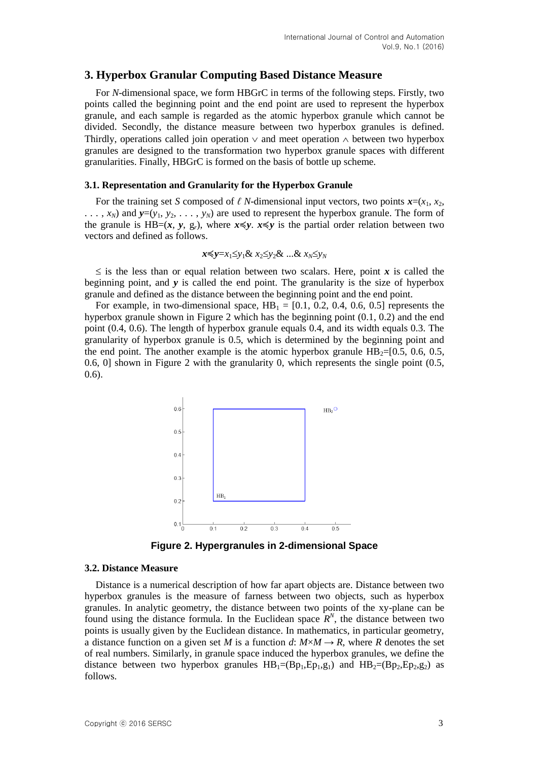## 3. Hyperbox Granular Computing Based Distance Measure

For *N*-dimensional space, we form HBGrC in terms of the following steps. Firstly, two points called the beginning point and the end point are used to represent the hyperbox granule, and each sample is regarded as the atomic hyperbox granule which cannot be divided. Secondly, the distance measure between two hyperbox granules is defined. Thirdly, operations called join operation $\vee$ and meet operation $\wedge$ between two hyperbox granules are designed to the transformation two hyperbox granule spaces with different granularities. Finally, HBGrC is formed on the basis of bottle up scheme.

### 3.1. Representation and Granularity for the Hyperbox Granule

For the training set *S* composed of $\ell$ *N*-dimensional input vectors, two points $\boldsymbol{x}=(x_1, x_2, \ldots, x_N)$ and $\boldsymbol{y}=(y_1, y_2, \ldots, y_N)$ are used to represent the hyperbox granule. The form of the granule is HB=($\boldsymbol{x}$, $\boldsymbol{y}$, $g_r$), where $\boldsymbol{x}\preccurlyeq\boldsymbol{y}$. $\boldsymbol{x}\preccurlyeq\boldsymbol{y}$ is the partial order relation between two vectors and defined as follows.

$$\boldsymbol{x}\preccurlyeq\boldsymbol{y}=x_1\leq y_1 \& \ x_2\leq y_2 \& \ \ldots \& \ x_N\leq y_N$$

$\leq$ is the less than or equal relation between two scalars. Here, point $\boldsymbol{x}$ is called the beginning point, and $\boldsymbol{y}$ is called the end point. The granularity is the size of hyperbox granule and defined as the distance between the beginning point and the end point.

For example, in two-dimensional space, $HB_1$ = [0.1, 0.2, 0.4, 0.6, 0.5] represents the hyperbox granule shown in Figure 2 which has the beginning point (0.1, 0.2) and the end point (0.4, 0.6). The length of hyperbox granule equals 0.4, and its width equals 0.3. The granularity of hyperbox granule is 0.5, which is determined by the beginning point and the end point. The another example is the atomic hyperbox granule $HB_2$=[0.5, 0.6, 0.5, 0.6, 0] shown in Figure 2 with the granularity 0, which represents the single point (0.5, 0.6).

HB1
HB2
0.1
0.2
0.3
0.4
0.5
0.6
0
0.1
0.2
0.3
0.4
0.5

**Figure 2. Hypergranules in 2-dimensional Space**

### 3.2. Distance Measure

Distance is a numerical description of how far apart objects are. Distance between two hyperbox granules is the measure of farness between two objects, such as hyperbox granules. In analytic geometry, the distance between two points of the xy-plane can be found using the distance formula. In the Euclidean space $R^N$, the distance between two points is usually given by the Euclidean distance. In mathematics, in particular geometry, a distance function on a given set *M* is a function $d$: $M\times M \rightarrow R$, where *R* denotes the set of real numbers. Similarly, in granule space induced the hyperbox granules, we define the distance between two hyperbox granules $HB_1=(Bp_1,Ep_1,g_1)$ and $HB_2=(Bp_2,Ep_2,g_2)$ as follows.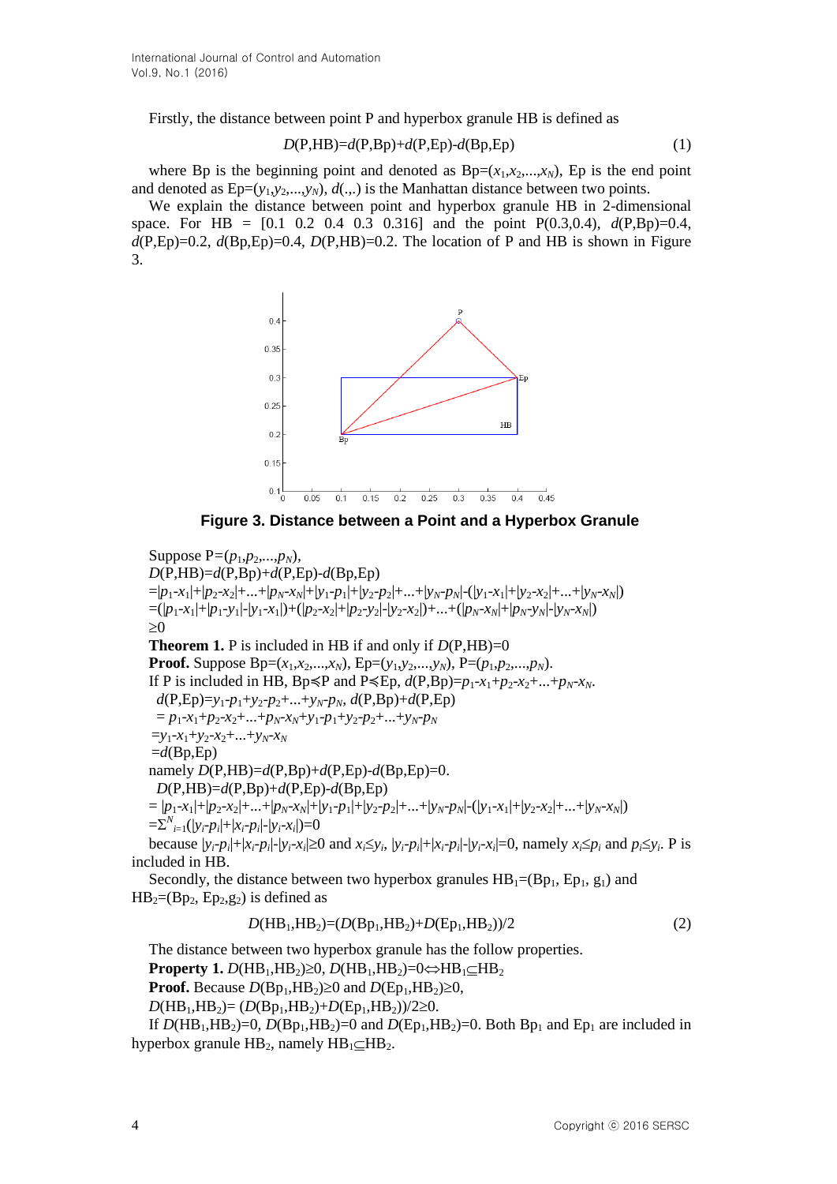Firstly, the distance between point P and hyperbox granule HB is defined as

$$D(\mathrm{P},\mathrm{HB})=d(\mathrm{P},\mathrm{Bp})+d(\mathrm{P},\mathrm{Ep})-d(\mathrm{Bp},\mathrm{Ep}) \quad (1)$$

where Bp is the beginning point and denoted as $\mathrm{Bp}=(x_1,x_2,...,x_N)$, Ep is the end point and denoted as $\mathrm{Ep}=(y_1,y_2,...,y_N)$, $d(.,.)$ is the Manhattan distance between two points.

We explain the distance between point and hyperbox granule HB in 2-dimensional space. For HB = [0.1 0.2 0.4 0.3 0.316] and the point P(0.3,0.4), $d(\mathrm{P},\mathrm{Bp})=0.4$, $d(\mathrm{P},\mathrm{Ep})=0.2$, $d(\mathrm{Bp},\mathrm{Ep})=0.4$, $D(\mathrm{P},\mathrm{HB})=0.2$. The location of P and HB is shown in Figure 3.

P
Ep
Bp
HB
0.4
0.35
0.3
0.25
0.2
0.15
0.1
0
0.05
0.1
0.15
0.2
0.25
0.3
0.35
0.4
0.45

**Figure 3. Distance between a Point and a Hyperbox Granule**

Suppose $\mathrm{P}=(p_1,p_2,...,p_N)$,

$D(\mathrm{P},\mathrm{HB})=d(\mathrm{P},\mathrm{Bp})+d(\mathrm{P},\mathrm{Ep})-d(\mathrm{Bp},\mathrm{Ep})$

$=|p_1-x_1|+|p_2-x_2|+...+|p_N-x_N|+|y_1-p_1|+|y_2-p_2|+...+|y_N-p_N|-(|y_1-x_1|+|y_2-x_2|+...+|y_N-x_N|)$

$=(|p_1-x_1|+|p_1-y_1|-|y_1-x_1|)+(|p_2-x_2|+|p_2-y_2|-|y_2-x_2|)+...+(|p_N-x_N|+|p_N-y_N|-|y_N-x_N|)$

$\geq 0$

**Theorem 1.** P is included in HB if and only if $D(\mathrm{P},\mathrm{HB})=0$

**Proof.** Suppose $\mathrm{Bp}=(x_1,x_2,...,x_N)$, $\mathrm{Ep}=(y_1,y_2,...,y_N)$, $\mathrm{P}=(p_1,p_2,...,p_N)$.

If P is included in HB, $\mathrm{Bp}\preccurlyeq\mathrm{P}$ and $\mathrm{P}\preccurlyeq\mathrm{Ep}$, $d(\mathrm{P},\mathrm{Bp})=p_1-x_1+p_2-x_2+...+p_N-x_N$.

$d(\mathrm{P},\mathrm{Ep})=y_1-p_1+y_2-p_2+...+y_N-p_N$, $d(\mathrm{P},\mathrm{Bp})+d(\mathrm{P},\mathrm{Ep})$

$= p_1-x_1+p_2-x_2+...+p_N-x_N+y_1-p_1+y_2-p_2+...+y_N-p_N$

$=y_1-x_1+y_2-x_2+...+y_N-x_N$

$=d(\mathrm{Bp},\mathrm{Ep})$

namely $D(\mathrm{P},\mathrm{HB})=d(\mathrm{P},\mathrm{Bp})+d(\mathrm{P},\mathrm{Ep})-d(\mathrm{Bp},\mathrm{Ep})=0$.

$D(\mathrm{P},\mathrm{HB})=d(\mathrm{P},\mathrm{Bp})+d(\mathrm{P},\mathrm{Ep})-d(\mathrm{Bp},\mathrm{Ep})$

$= |p_1-x_1|+|p_2-x_2|+...+|p_N-x_N|+|y_1-p_1|+|y_2-p_2|+...+|y_N-p_N|-(|y_1-x_1|+|y_2-x_2|+...+|y_N-x_N|)$

$=\Sigma^N_{i=1}(|y_i-p_i|+|x_i-p_i|-|y_i-x_i|)=0$

because $|y_i-p_i|+|x_i-p_i|-|y_i-x_i|\geq 0$ and $x_i\leq y_i$, $|y_i-p_i|+|x_i-p_i|-|y_i-x_i|=0$, namely $x_i\leq p_i$ and $p_i\leq y_i$. P is included in HB.

Secondly, the distance between two hyperbox granules $\mathrm{HB}_1=(\mathrm{Bp}_1, \mathrm{Ep}_1, \mathrm{g}_1)$ and $\mathrm{HB}_2=(\mathrm{Bp}_2, \mathrm{Ep}_2,\mathrm{g}_2)$ is defined as

$$D(\mathrm{HB}_1,\mathrm{HB}_2)=(D(\mathrm{Bp}_1,\mathrm{HB}_2)+D(\mathrm{Ep}_1,\mathrm{HB}_2))/2 \quad (2)$$

The distance between two hyperbox granule has the follow properties.

**Property 1.** $D(\mathrm{HB}_1,\mathrm{HB}_2)\geq 0$, $D(\mathrm{HB}_1,\mathrm{HB}_2)=0\Leftrightarrow \mathrm{HB}_1\subseteq\mathrm{HB}_2$

**Proof.** Because $D(\mathrm{Bp}_1,\mathrm{HB}_2)\geq 0$ and $D(\mathrm{Ep}_1,\mathrm{HB}_2)\geq 0$,

$D(\mathrm{HB}_1,\mathrm{HB}_2)= (D(\mathrm{Bp}_1,\mathrm{HB}_2)+D(\mathrm{Ep}_1,\mathrm{HB}_2))/2\geq 0$.

If $D(\mathrm{HB}_1,\mathrm{HB}_2)=0$, $D(\mathrm{Bp}_1,\mathrm{HB}_2)=0$ and $D(\mathrm{Ep}_1,\mathrm{HB}_2)=0$. Both $\mathrm{Bp}_1$ and $\mathrm{Ep}_1$ are included in hyperbox granule $\mathrm{HB}_2$, namely $\mathrm{HB}_1\subseteq\mathrm{HB}_2$.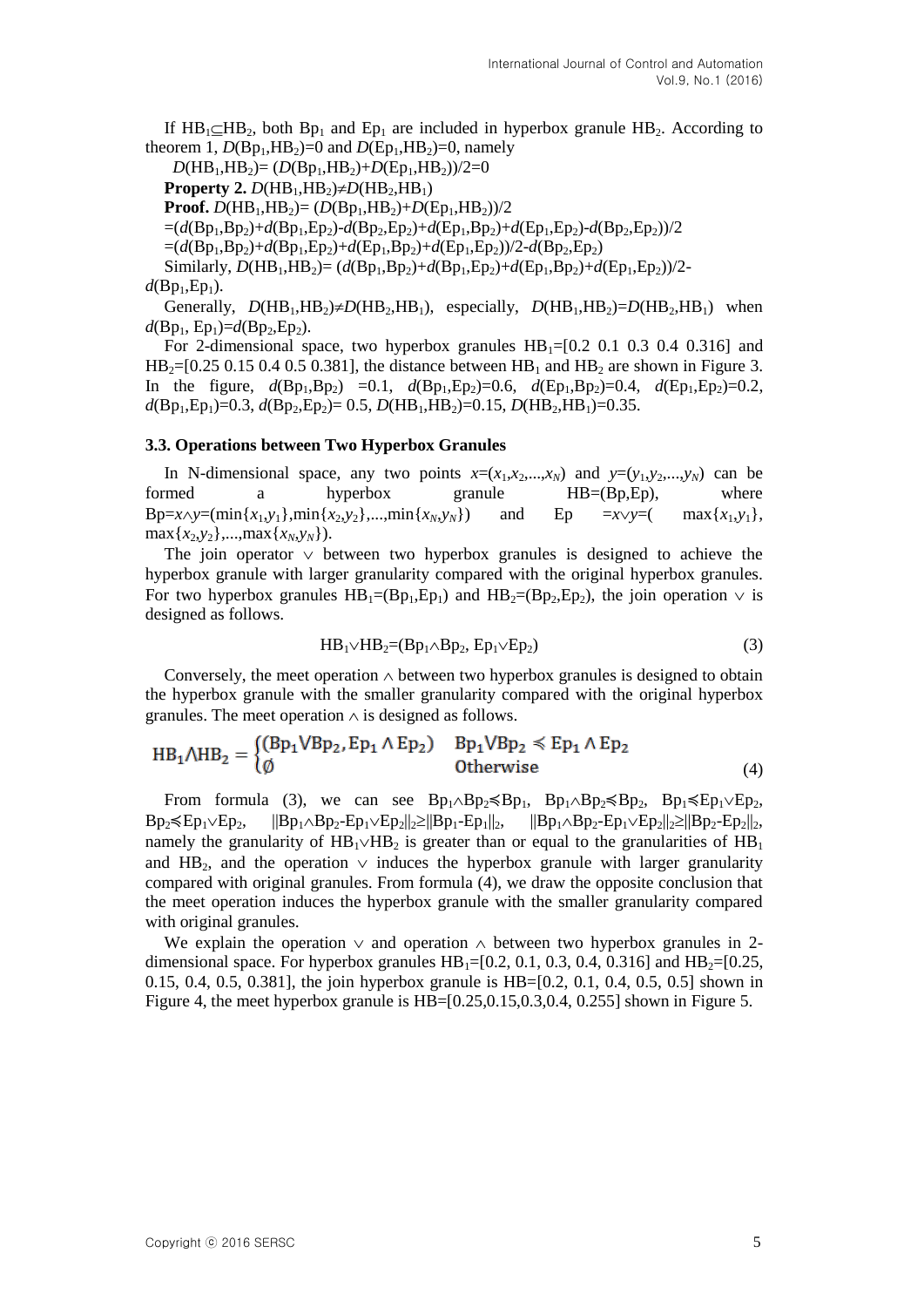If $HB_1 \subseteq HB_2$, both $Bp_1$ and $Ep_1$ are included in hyperbox granule $HB_2$. According to theorem 1, $D(Bp_1,HB_2)=0$ and $D(Ep_1,HB_2)=0$, namely

$D(HB_1,HB_2)= (D(Bp_1,HB_2)+D(Ep_1,HB_2))/2=0$

**Property 2.** $D(HB_1,HB_2) \neq D(HB_2,HB_1)$

**Proof.** $D(HB_1,HB_2)= (D(Bp_1,HB_2)+D(Ep_1,HB_2))/2$

$=(d(Bp_1,Bp_2)+d(Bp_1,Ep_2)-d(Bp_2,Ep_2)+d(Ep_1,Bp_2)+d(Ep_1,Ep_2)-d(Bp_2,Ep_2))/2$

$=(d(Bp_1,Bp_2)+d(Bp_1,Ep_2)+d(Ep_1,Bp_2)+d(Ep_1,Ep_2))/2-d(Bp_2,Ep_2)$

Similarly, $D(HB_1,HB_2)= (d(Bp_1,Bp_2)+d(Bp_1,Ep_2)+d(Ep_1,Bp_2)+d(Ep_1,Ep_2))/2-d(Bp_1,Ep_1)$.

Generally, $D(HB_1,HB_2) \neq D(HB_2,HB_1)$, especially, $D(HB_1,HB_2)=D(HB_2,HB_1)$ when $d(Bp_1, Ep_1)=d(Bp_2,Ep_2)$.

For 2-dimensional space, two hyperbox granules $HB_1$=[0.2 0.1 0.3 0.4 0.316] and $HB_2$=[0.25 0.15 0.4 0.5 0.381], the distance between $HB_1$ and $HB_2$ are shown in Figure 3. In the figure, $d(Bp_1,Bp_2)$ =0.1, $d(Bp_1,Ep_2)$=0.6, $d(Ep_1,Bp_2)$=0.4, $d(Ep_1,Ep_2)$=0.2, $d(Bp_1,Ep_1)$=0.3, $d(Bp_2,Ep_2)$= 0.5, $D(HB_1,HB_2)$=0.15, $D(HB_2,HB_1)$=0.35.

### 3.3. Operations between Two Hyperbox Granules

In N-dimensional space, any two points $x=(x_1,x_2,...,x_N)$ and $y=(y_1,y_2,...,y_N)$ can be formed a hyperbox granule HB=(Bp,Ep), where $Bp=x \wedge y=(\min\{x_1,y_1\},\min\{x_2,y_2\},...,\min\{x_N,y_N\})$ and $Ep = x \vee y=(\max\{x_1,y_1\}, \max\{x_2,y_2\},...,\max\{x_N,y_N\})$.

The join operator $\vee$ between two hyperbox granules is designed to achieve the hyperbox granule with larger granularity compared with the original hyperbox granules. For two hyperbox granules $HB_1=(Bp_1,Ep_1)$ and $HB_2=(Bp_2,Ep_2)$, the join operation $\vee$ is designed as follows.

$$HB_1 \vee HB_2=(Bp_1 \wedge Bp_2, Ep_1 \vee Ep_2) \tag{3}$$

Conversely, the meet operation $\wedge$ between two hyperbox granules is designed to obtain the hyperbox granule with the smaller granularity compared with the original hyperbox granules. The meet operation $\wedge$ is designed as follows.

$$HB_1 \wedge HB_2 = \begin{cases} (Bp_1 \vee Bp_2, Ep_1 \wedge Ep_2) & Bp_1 \vee Bp_2 \preccurlyeq Ep_1 \wedge Ep_2 \\ \emptyset & \text{Otherwise} \end{cases} \tag{4}$$

From formula (3), we can see $Bp_1 \wedge Bp_2 \preccurlyeq Bp_1$, $Bp_1 \wedge Bp_2 \preccurlyeq Bp_2$, $Bp_1 \preccurlyeq Ep_1 \vee Ep_2$, $Bp_2 \preccurlyeq Ep_1 \vee Ep_2$, $\|Bp_1 \wedge Bp_2-Ep_1 \vee Ep_2\|_2 \geq \|Bp_1-Ep_1\|_2$, $\|Bp_1 \wedge Bp_2-Ep_1 \vee Ep_2\|_2 \geq \|Bp_2-Ep_2\|_2$, namely the granularity of $HB_1 \vee HB_2$ is greater than or equal to the granularities of $HB_1$ and $HB_2$, and the operation $\vee$ induces the hyperbox granule with larger granularity compared with original granules. From formula (4), we draw the opposite conclusion that the meet operation induces the hyperbox granule with the smaller granularity compared with original granules.

We explain the operation $\vee$ and operation $\wedge$ between two hyperbox granules in 2-dimensional space. For hyperbox granules $HB_1$=[0.2, 0.1, 0.3, 0.4, 0.316] and $HB_2$=[0.25, 0.15, 0.4, 0.5, 0.381], the join hyperbox granule is HB=[0.2, 0.1, 0.4, 0.5, 0.5] shown in Figure 4, the meet hyperbox granule is HB=[0.25,0.15,0.3,0.4, 0.255] shown in Figure 5.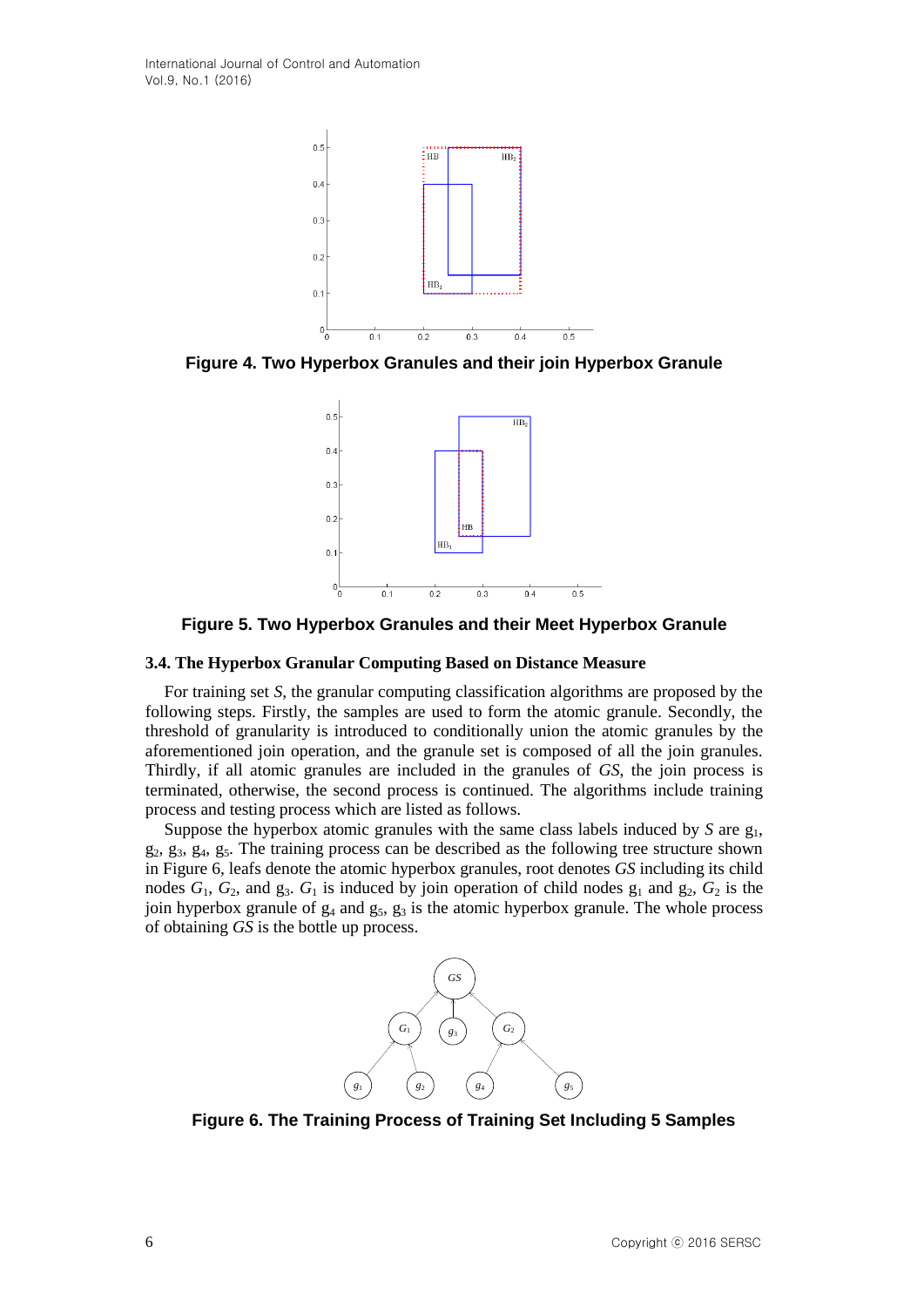0.5
0.4
0.3
0.2
0.1
0
0 0.1 0.2 0.3 0.4 0.5
HB
HB2
HB1

**Figure 4. Two Hyperbox Granules and their join Hyperbox Granule**

0.5
0.4
0.3
0.2
0.1
0
0 0.1 0.2 0.3 0.4 0.5
HB2
HB
HB1

**Figure 5. Two Hyperbox Granules and their Meet Hyperbox Granule**

### 3.4. The Hyperbox Granular Computing Based on Distance Measure

For training set $S$, the granular computing classification algorithms are proposed by the following steps. Firstly, the samples are used to form the atomic granule. Secondly, the threshold of granularity is introduced to conditionally union the atomic granules by the aforementioned join operation, and the granule set is composed of all the join granules. Thirdly, if all atomic granules are included in the granules of $GS$, the join process is terminated, otherwise, the second process is continued. The algorithms include training process and testing process which are listed as follows.

Suppose the hyperbox atomic granules with the same class labels induced by $S$ are $g_1$, $g_2$, $g_3$, $g_4$, $g_5$. The training process can be described as the following tree structure shown in Figure 6, leafs denote the atomic hyperbox granules, root denotes $GS$ including its child nodes $G_1$, $G_2$, and $g_3$. $G_1$ is induced by join operation of child nodes $g_1$ and $g_2$, $G_2$ is the join hyperbox granule of $g_4$ and $g_5$, $g_3$ is the atomic hyperbox granule. The whole process of obtaining $GS$ is the bottle up process.

GS
G1
g3
G2
g1
g2
g4
g5

**Figure 6. The Training Process of Training Set Including 5 Samples**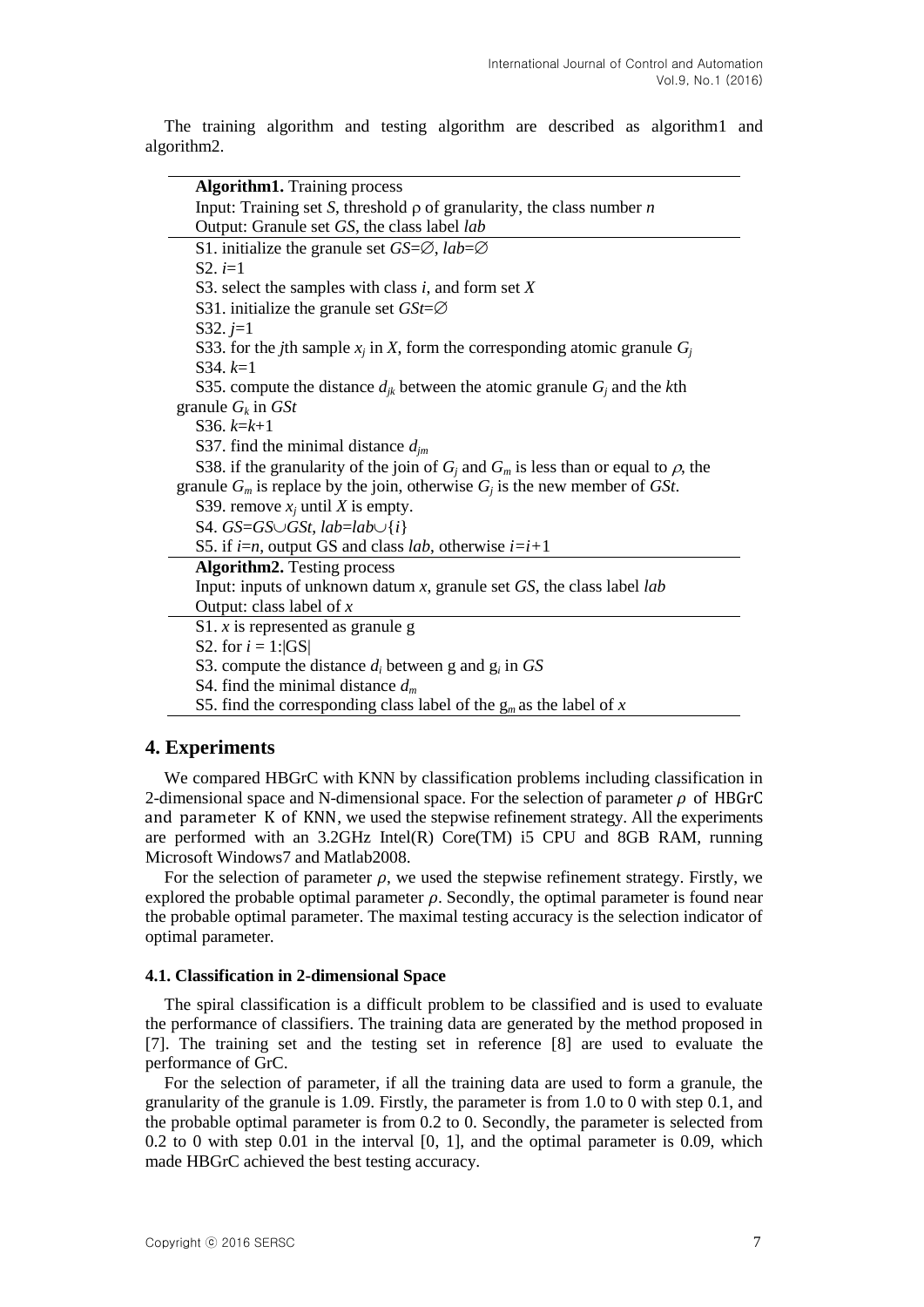The training algorithm and testing algorithm are described as algorithm1 and algorithm2.

**Algorithm1.** Training process

Input: Training set $S$, threshold ρ of granularity, the class number $n$

Output: Granule set $GS$, the class label $lab$

S1. initialize the granule set $GS=\varnothing$, $lab=\varnothing$

S2. $i=1$

S3. select the samples with class $i$, and form set $X$

S31. initialize the granule set $GSt=\varnothing$

S32. $j=1$

S33. for the $j$th sample $x_j$ in $X$, form the corresponding atomic granule $G_j$

S34. $k=1$

S35. compute the distance $d_{jk}$ between the atomic granule $G_j$ and the $k$th granule $G_k$ in $GSt$

S36. $k=k+1$

S37. find the minimal distance $d_{jm}$

S38. if the granularity of the join of $G_j$ and $G_m$ is less than or equal to $\rho$, the granule $G_m$ is replace by the join, otherwise $G_j$ is the new member of $GSt$.

S39. remove $x_j$ until $X$ is empty.

S4. $GS=GS\cup GSt$, $lab=lab\cup\{i\}$

S5. if $i=n$, output GS and class $lab$, otherwise $i=i+1$

**Algorithm2.** Testing process

Input: inputs of unknown datum $x$, granule set $GS$, the class label $lab$

Output: class label of $x$

S1. $x$ is represented as granule g

S2. for $i = 1:|GS|$

S3. compute the distance $d_i$ between g and $g_i$ in $GS$

S4. find the minimal distance $d_m$

S5. find the corresponding class label of the $g_m$ as the label of $x$

## 4. Experiments

We compared HBGrC with KNN by classification problems including classification in 2-dimensional space and N-dimensional space. For the selection of parameter $\rho$ of HBGrC and parameter K of KNN, we used the stepwise refinement strategy. All the experiments are performed with an 3.2GHz Intel(R) Core(TM) i5 CPU and 8GB RAM, running Microsoft Windows7 and Matlab2008.

For the selection of parameter $\rho$, we used the stepwise refinement strategy. Firstly, we explored the probable optimal parameter $\rho$. Secondly, the optimal parameter is found near the probable optimal parameter. The maximal testing accuracy is the selection indicator of optimal parameter.

### 4.1. Classification in 2-dimensional Space

The spiral classification is a difficult problem to be classified and is used to evaluate the performance of classifiers. The training data are generated by the method proposed in [7]. The training set and the testing set in reference [8] are used to evaluate the performance of GrC.

For the selection of parameter, if all the training data are used to form a granule, the granularity of the granule is 1.09. Firstly, the parameter is from 1.0 to 0 with step 0.1, and the probable optimal parameter is from 0.2 to 0. Secondly, the parameter is selected from 0.2 to 0 with step 0.01 in the interval [0, 1], and the optimal parameter is 0.09, which made HBGrC achieved the best testing accuracy.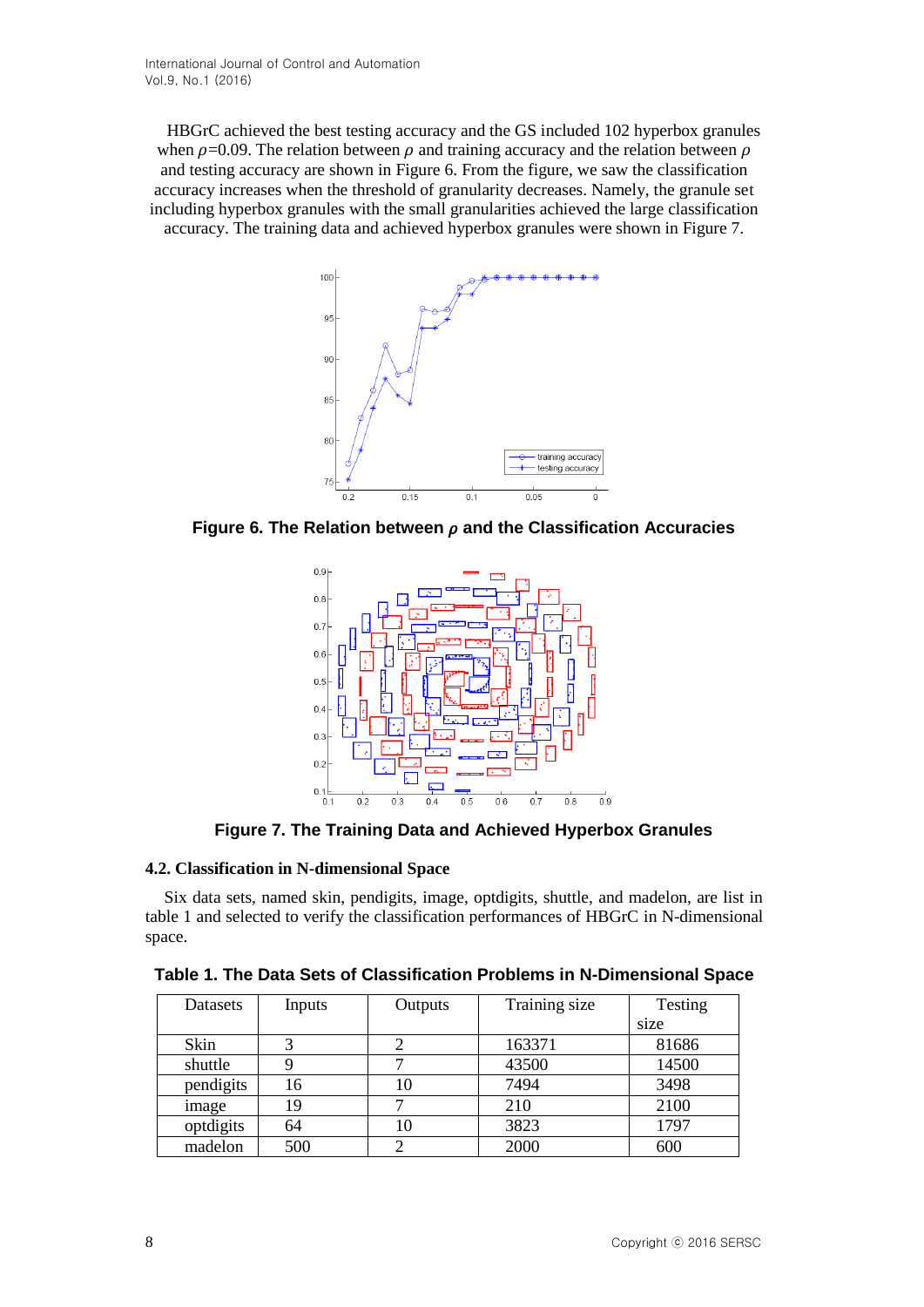HBGrC achieved the best testing accuracy and the GS included 102 hyperbox granules when $\rho$=0.09. The relation between $\rho$ and training accuracy and the relation between $\rho$ and testing accuracy are shown in Figure 6. From the figure, we saw the classification accuracy increases when the threshold of granularity decreases. Namely, the granule set including hyperbox granules with the small granularities achieved the large classification accuracy. The training data and achieved hyperbox granules were shown in Figure 7.

100
95
90
85
80
75
0.2
0.15
0.1
0.05
0
training accuracy
testing accuracy

**Figure 6. The Relation between $\rho$ and the Classification Accuracies**

0.9
0.8
0.7
0.6
0.5
0.4
0.3
0.2
0.1
0.1
0.2
0.3
0.4
0.5
0.6
0.7
0.8
0.9

**Figure 7. The Training Data and Achieved Hyperbox Granules**

### 4.2. Classification in N-dimensional Space

Six data sets, named skin, pendigits, image, optdigits, shuttle, and madelon, are list in table 1 and selected to verify the classification performances of HBGrC in N-dimensional space.

**Table 1. The Data Sets of Classification Problems in N-Dimensional Space**

| Datasets | Inputs | Outputs | Training size | Testing size |
|---|---|---|---|---|
| Skin | 3 | 2 | 163371 | 81686 |
| shuttle | 9 | 7 | 43500 | 14500 |
| pendigits | 16 | 10 | 7494 | 3498 |
| image | 19 | 7 | 210 | 2100 |
| optdigits | 64 | 10 | 3823 | 1797 |
| madelon | 500 | 2 | 2000 | 600 |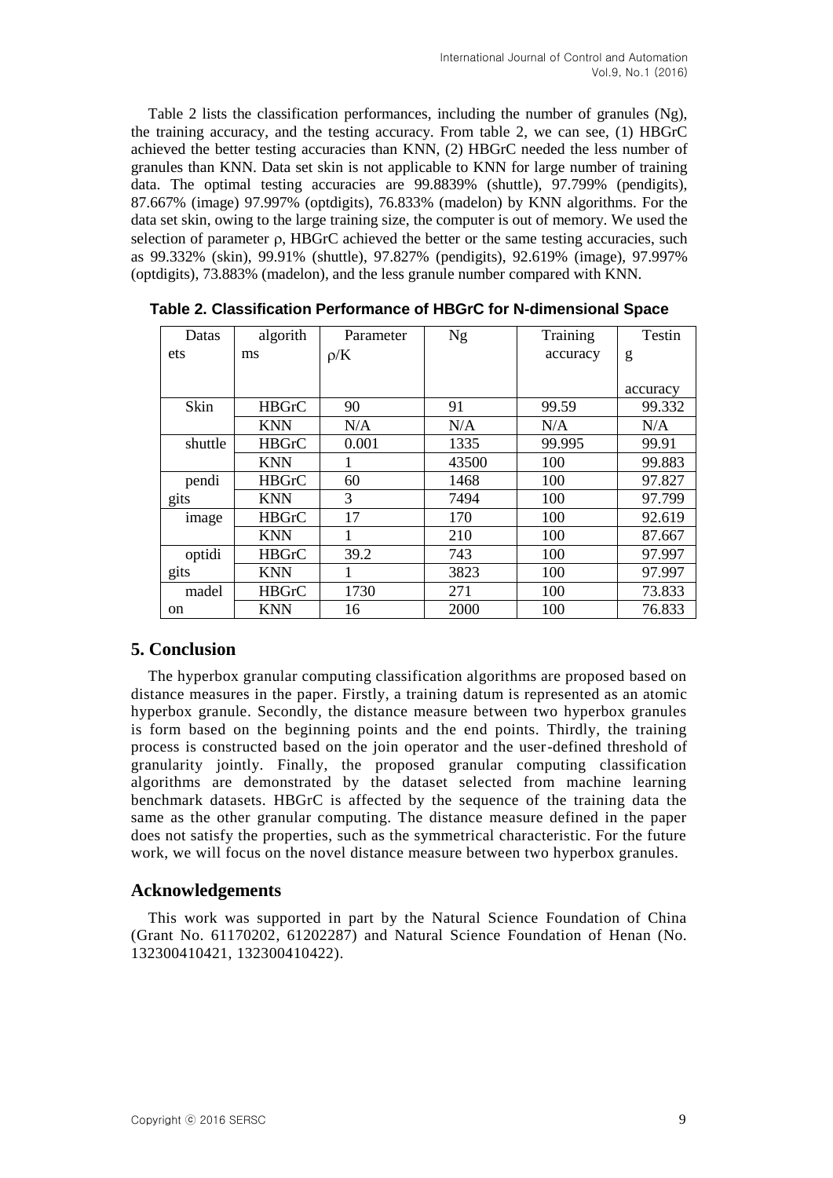Table 2 lists the classification performances, including the number of granules (Ng), the training accuracy, and the testing accuracy. From table 2, we can see, (1) HBGrC achieved the better testing accuracies than KNN, (2) HBGrC needed the less number of granules than KNN. Data set skin is not applicable to KNN for large number of training data. The optimal testing accuracies are 99.8839% (shuttle), 97.799% (pendigits), 87.667% (image) 97.997% (optdigits), 76.833% (madelon) by KNN algorithms. For the data set skin, owing to the large training size, the computer is out of memory. We used the selection of parameter ρ, HBGrC achieved the better or the same testing accuracies, such as 99.332% (skin), 99.91% (shuttle), 97.827% (pendigits), 92.619% (image), 97.997% (optdigits), 73.883% (madelon), and the less granule number compared with KNN.

**Table 2. Classification Performance of HBGrC for N-dimensional Space**

| Datasets | algorithms | Parameter ρ/K | Ng | Training accuracy | Testing accuracy |
|---|---|---|---|---|---|
| Skin | HBGrC | 90 | 91 | 99.59 | 99.332 |
| | KNN | N/A | N/A | N/A | N/A |
| shuttle | HBGrC | 0.001 | 1335 | 99.995 | 99.91 |
| | KNN | 1 | 43500 | 100 | 99.883 |
| pendigits | HBGrC | 60 | 1468 | 100 | 97.827 |
| | KNN | 3 | 7494 | 100 | 97.799 |
| image | HBGrC | 17 | 170 | 100 | 92.619 |
| | KNN | 1 | 210 | 100 | 87.667 |
| optidigits | HBGrC | 39.2 | 743 | 100 | 97.997 |
| | KNN | 1 | 3823 | 100 | 97.997 |
| madelon | HBGrC | 1730 | 271 | 100 | 73.833 |
| | KNN | 16 | 2000 | 100 | 76.833 |

## 5. Conclusion

The hyperbox granular computing classification algorithms are proposed based on distance measures in the paper. Firstly, a training datum is represented as an atomic hyperbox granule. Secondly, the distance measure between two hyperbox granules is form based on the beginning points and the end points. Thirdly, the training process is constructed based on the join operator and the user-defined threshold of granularity jointly. Finally, the proposed granular computing classification algorithms are demonstrated by the dataset selected from machine learning benchmark datasets. HBGrC is affected by the sequence of the training data the same as the other granular computing. The distance measure defined in the paper does not satisfy the properties, such as the symmetrical characteristic. For the future work, we will focus on the novel distance measure between two hyperbox granules.

## Acknowledgements

This work was supported in part by the Natural Science Foundation of China (Grant No. 61170202, 61202287) and Natural Science Foundation of Henan (No. 132300410421, 132300410422).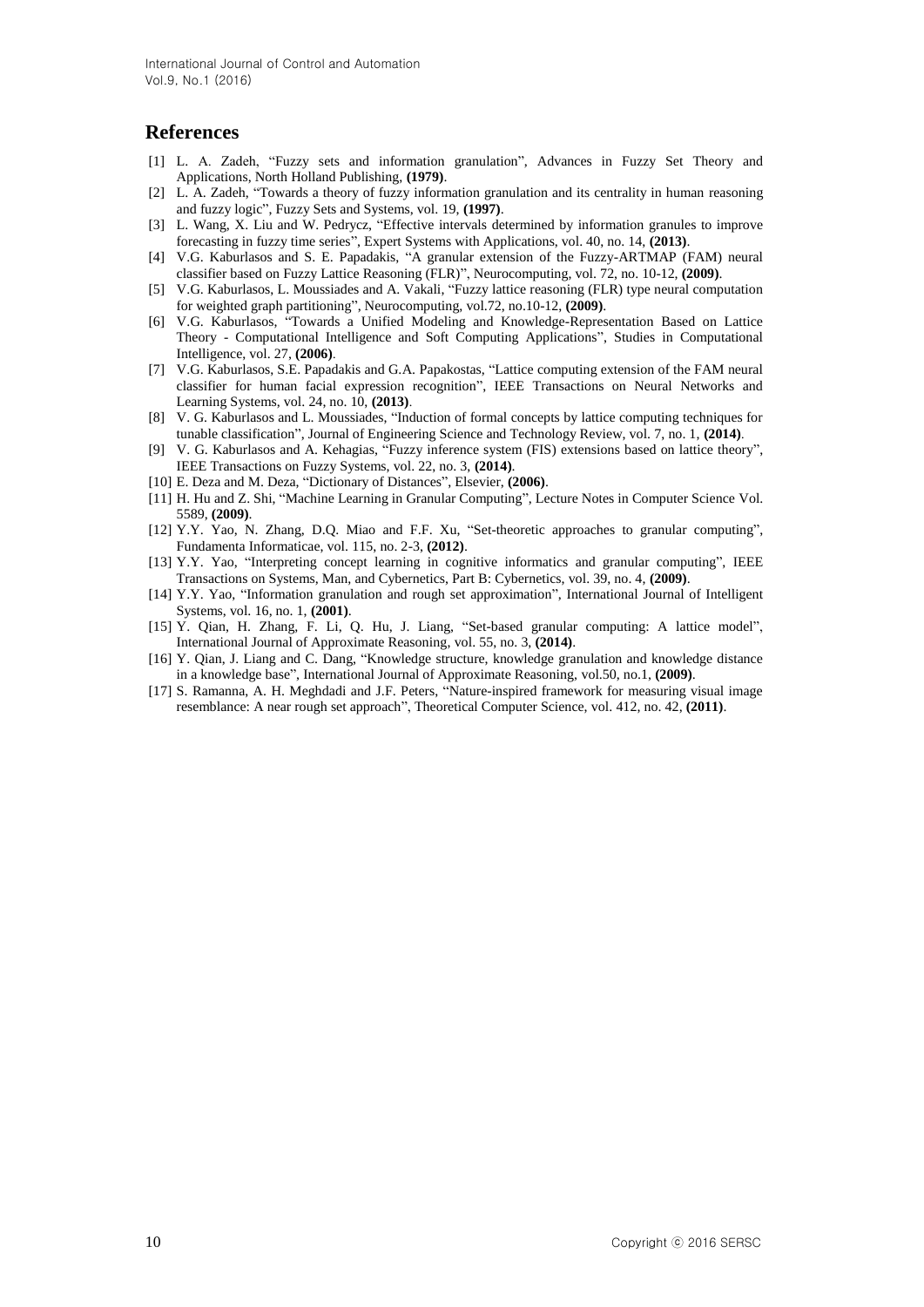## References

[1] L. A. Zadeh, "Fuzzy sets and information granulation", Advances in Fuzzy Set Theory and Applications, North Holland Publishing, **(1979)**.

[2] L. A. Zadeh, "Towards a theory of fuzzy information granulation and its centrality in human reasoning and fuzzy logic", Fuzzy Sets and Systems, vol. 19, **(1997)**.

[3] L. Wang, X. Liu and W. Pedrycz, "Effective intervals determined by information granules to improve forecasting in fuzzy time series", Expert Systems with Applications, vol. 40, no. 14, **(2013)**.

[4] V.G. Kaburlasos and S. E. Papadakis, "A granular extension of the Fuzzy-ARTMAP (FAM) neural classifier based on Fuzzy Lattice Reasoning (FLR)", Neurocomputing, vol. 72, no. 10-12, **(2009)**.

[5] V.G. Kaburlasos, L. Moussiades and A. Vakali, "Fuzzy lattice reasoning (FLR) type neural computation for weighted graph partitioning", Neurocomputing, vol.72, no.10-12, **(2009)**.

[6] V.G. Kaburlasos, "Towards a Unified Modeling and Knowledge-Representation Based on Lattice Theory - Computational Intelligence and Soft Computing Applications", Studies in Computational Intelligence, vol. 27, **(2006)**.

[7] V.G. Kaburlasos, S.E. Papadakis and G.A. Papakostas, "Lattice computing extension of the FAM neural classifier for human facial expression recognition", IEEE Transactions on Neural Networks and Learning Systems, vol. 24, no. 10, **(2013)**.

[8] V. G. Kaburlasos and L. Moussiades, "Induction of formal concepts by lattice computing techniques for tunable classification", Journal of Engineering Science and Technology Review, vol. 7, no. 1, **(2014)**.

[9] V. G. Kaburlasos and A. Kehagias, "Fuzzy inference system (FIS) extensions based on lattice theory", IEEE Transactions on Fuzzy Systems, vol. 22, no. 3, **(2014)**.

[10] E. Deza and M. Deza, "Dictionary of Distances", Elsevier, **(2006)**.

[11] H. Hu and Z. Shi, "Machine Learning in Granular Computing", Lecture Notes in Computer Science Vol. 5589, **(2009)**.

[12] Y.Y. Yao, N. Zhang, D.Q. Miao and F.F. Xu, "Set-theoretic approaches to granular computing", Fundamenta Informaticae, vol. 115, no. 2-3, **(2012)**.

[13] Y.Y. Yao, "Interpreting concept learning in cognitive informatics and granular computing", IEEE Transactions on Systems, Man, and Cybernetics, Part B: Cybernetics, vol. 39, no. 4, **(2009)**.

[14] Y.Y. Yao, "Information granulation and rough set approximation", International Journal of Intelligent Systems, vol. 16, no. 1, **(2001)**.

[15] Y. Qian, H. Zhang, F. Li, Q. Hu, J. Liang, "Set-based granular computing: A lattice model", International Journal of Approximate Reasoning, vol. 55, no. 3, **(2014)**.

[16] Y. Qian, J. Liang and C. Dang, "Knowledge structure, knowledge granulation and knowledge distance in a knowledge base", International Journal of Approximate Reasoning, vol.50, no.1, **(2009)**.

[17] S. Ramanna, A. H. Meghdadi and J.F. Peters, "Nature-inspired framework for measuring visual image resemblance: A near rough set approach", Theoretical Computer Science, vol. 412, no. 42, **(2011)**.